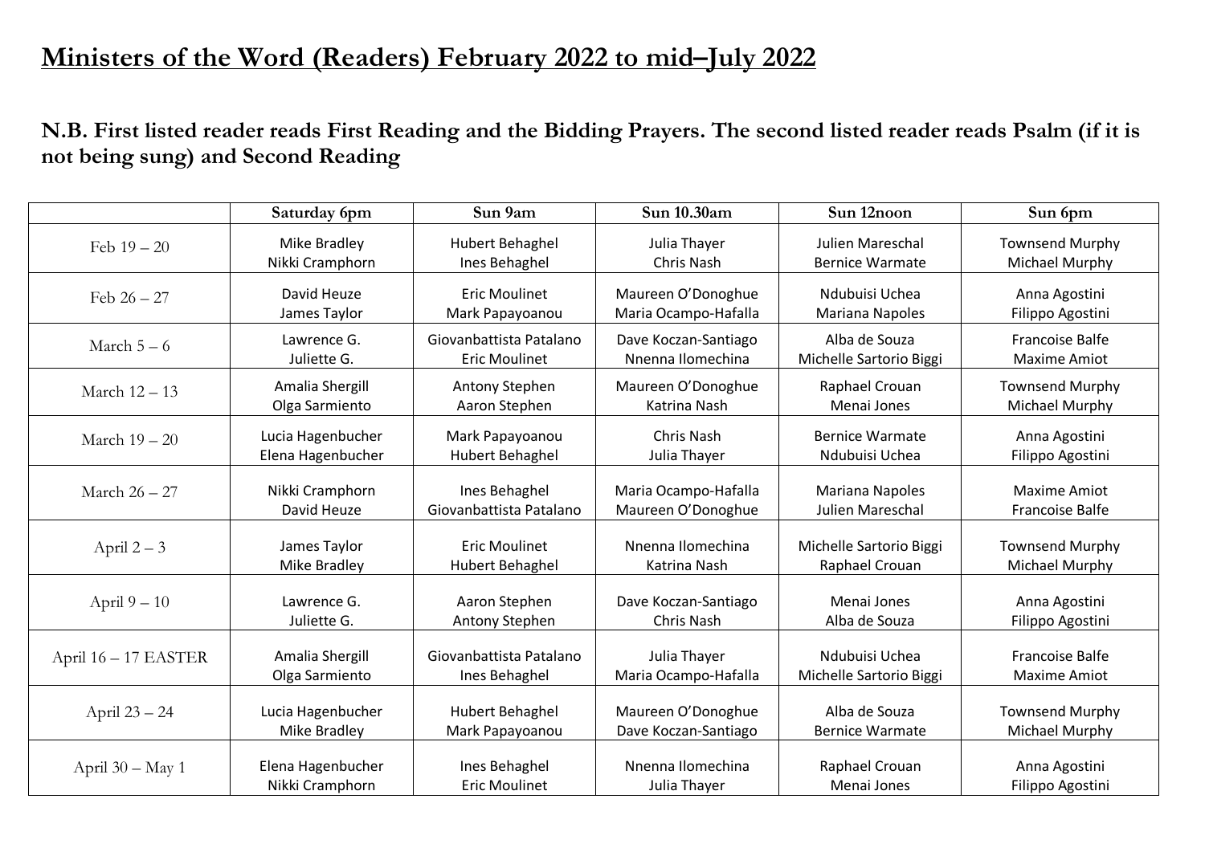# Ministers of the Word (Readers) February 2022 to mid–July 2022

**N.B. First listed reader reads First Reading and the Bidding Prayers. The second listed reader reads Psalm (if it is not being sung) and Second Reading**

| | Saturday 6pm | Sun 9am | Sun 10.30am | Sun 12noon | Sun 6pm |
|---|---|---|---|---|---|
| Feb 19 – 20 | Mike Bradley<br>Nikki Cramphorn | Hubert Behaghel<br>Ines Behaghel | Julia Thayer<br>Chris Nash | Julien Mareschal<br>Bernice Warmate | Townsend Murphy<br>Michael Murphy |
| Feb 26 – 27 | David Heuze<br>James Taylor | Eric Moulinet<br>Mark Papayoanou | Maureen O'Donoghue<br>Maria Ocampo-Hafalla | Ndubuisi Uchea<br>Mariana Napoles | Anna Agostini<br>Filippo Agostini |
| March 5 – 6 | Lawrence G.<br>Juliette G. | Giovanbattista Patalano<br>Eric Moulinet | Dave Koczan-Santiago<br>Nnenna Ilomechina | Alba de Souza<br>Michelle Sartorio Biggi | Francoise Balfe<br>Maxime Amiot |
| March 12 – 13 | Amalia Shergill<br>Olga Sarmiento | Antony Stephen<br>Aaron Stephen | Maureen O'Donoghue<br>Katrina Nash | Raphael Crouan<br>Menai Jones | Townsend Murphy<br>Michael Murphy |
| March 19 – 20 | Lucia Hagenbucher<br>Elena Hagenbucher | Mark Papayoanou<br>Hubert Behaghel | Chris Nash<br>Julia Thayer | Bernice Warmate<br>Ndubuisi Uchea | Anna Agostini<br>Filippo Agostini |
| March 26 – 27 | Nikki Cramphorn<br>David Heuze | Ines Behaghel<br>Giovanbattista Patalano | Maria Ocampo-Hafalla<br>Maureen O'Donoghue | Mariana Napoles<br>Julien Mareschal | Maxime Amiot<br>Francoise Balfe |
| April 2 – 3 | James Taylor<br>Mike Bradley | Eric Moulinet<br>Hubert Behaghel | Nnenna Ilomechina<br>Katrina Nash | Michelle Sartorio Biggi<br>Raphael Crouan | Townsend Murphy<br>Michael Murphy |
| April 9 – 10 | Lawrence G.<br>Juliette G. | Aaron Stephen<br>Antony Stephen | Dave Koczan-Santiago<br>Chris Nash | Menai Jones<br>Alba de Souza | Anna Agostini<br>Filippo Agostini |
| April 16 – 17 EASTER | Amalia Shergill<br>Olga Sarmiento | Giovanbattista Patalano<br>Ines Behaghel | Julia Thayer<br>Maria Ocampo-Hafalla | Ndubuisi Uchea<br>Michelle Sartorio Biggi | Francoise Balfe<br>Maxime Amiot |
| April 23 – 24 | Lucia Hagenbucher<br>Mike Bradley | Hubert Behaghel<br>Mark Papayoanou | Maureen O'Donoghue<br>Dave Koczan-Santiago | Alba de Souza<br>Bernice Warmate | Townsend Murphy<br>Michael Murphy |
| April 30 – May 1 | Elena Hagenbucher<br>Nikki Cramphorn | Ines Behaghel<br>Eric Moulinet | Nnenna Ilomechina<br>Julia Thayer | Raphael Crouan<br>Menai Jones | Anna Agostini<br>Filippo Agostini |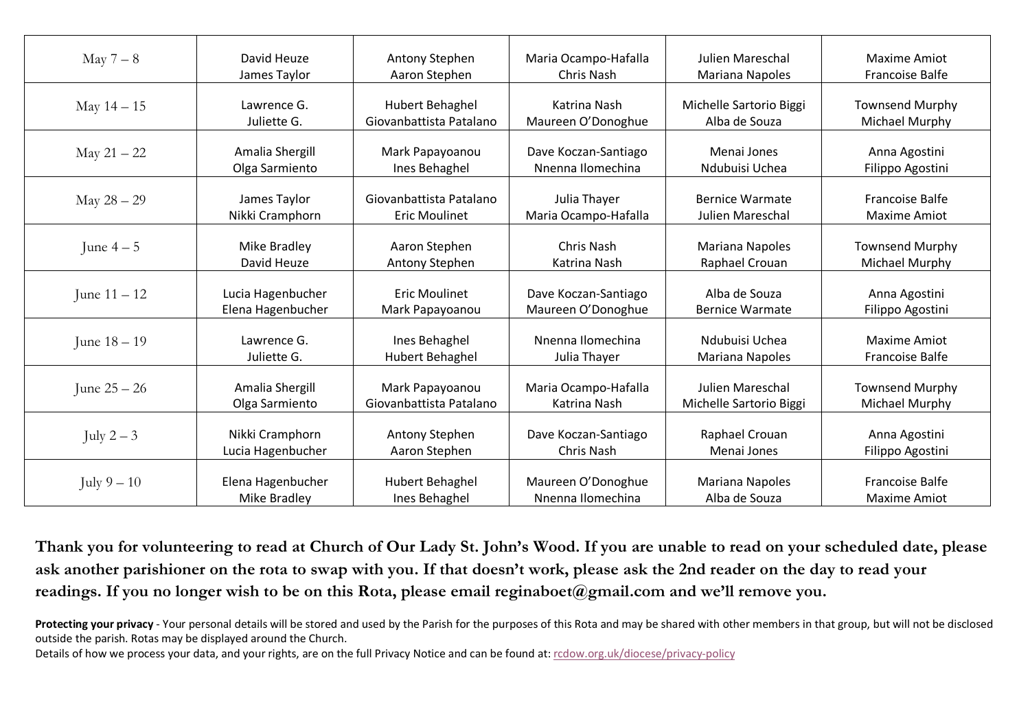| | | | | | |
|---|---|---|---|---|---|
| May 7 – 8 | David Heuze<br>James Taylor | Antony Stephen<br>Aaron Stephen | Maria Ocampo-Hafalla<br>Chris Nash | Julien Mareschal<br>Mariana Napoles | Maxime Amiot<br>Francoise Balfe |
| May 14 – 15 | Lawrence G.<br>Juliette G. | Hubert Behaghel<br>Giovanbattista Patalano | Katrina Nash<br>Maureen O'Donoghue | Michelle Sartorio Biggi<br>Alba de Souza | Townsend Murphy<br>Michael Murphy |
| May 21 – 22 | Amalia Shergill<br>Olga Sarmiento | Mark Papayoanou<br>Ines Behaghel | Dave Koczan-Santiago<br>Nnenna Ilomechina | Menai Jones<br>Ndubuisi Uchea | Anna Agostini<br>Filippo Agostini |
| May 28 – 29 | James Taylor<br>Nikki Cramphorn | Giovanbattista Patalano<br>Eric Moulinet | Julia Thayer<br>Maria Ocampo-Hafalla | Bernice Warmate<br>Julien Mareschal | Francoise Balfe<br>Maxime Amiot |
| June 4 – 5 | Mike Bradley<br>David Heuze | Aaron Stephen<br>Antony Stephen | Chris Nash<br>Katrina Nash | Mariana Napoles<br>Raphael Crouan | Townsend Murphy<br>Michael Murphy |
| June 11 – 12 | Lucia Hagenbucher<br>Elena Hagenbucher | Eric Moulinet<br>Mark Papayoanou | Dave Koczan-Santiago<br>Maureen O'Donoghue | Alba de Souza<br>Bernice Warmate | Anna Agostini<br>Filippo Agostini |
| June 18 – 19 | Lawrence G.<br>Juliette G. | Ines Behaghel<br>Hubert Behaghel | Nnenna Ilomechina<br>Julia Thayer | Ndubuisi Uchea<br>Mariana Napoles | Maxime Amiot<br>Francoise Balfe |
| June 25 – 26 | Amalia Shergill<br>Olga Sarmiento | Mark Papayoanou<br>Giovanbattista Patalano | Maria Ocampo-Hafalla<br>Katrina Nash | Julien Mareschal<br>Michelle Sartorio Biggi | Townsend Murphy<br>Michael Murphy |
| July 2 – 3 | Nikki Cramphorn<br>Lucia Hagenbucher | Antony Stephen<br>Aaron Stephen | Dave Koczan-Santiago<br>Chris Nash | Raphael Crouan<br>Menai Jones | Anna Agostini<br>Filippo Agostini |
| July 9 – 10 | Elena Hagenbucher<br>Mike Bradley | Hubert Behaghel<br>Ines Behaghel | Maureen O'Donoghue<br>Nnenna Ilomechina | Mariana Napoles<br>Alba de Souza | Francoise Balfe<br>Maxime Amiot |

**Thank you for volunteering to read at Church of Our Lady St. John's Wood. If you are unable to read on your scheduled date, please ask another parishioner on the rota to swap with you. If that doesn't work, please ask the 2nd reader on the day to read your readings. If you no longer wish to be on this Rota, please email reginaboet@gmail.com and we'll remove you.**

**Protecting your privacy** - Your personal details will be stored and used by the Parish for the purposes of this Rota and may be shared with other members in that group, but will not be disclosed outside the parish. Rotas may be displayed around the Church.
Details of how we process your data, and your rights, are on the full Privacy Notice and can be found at: rcdow.org.uk/diocese/privacy-policy